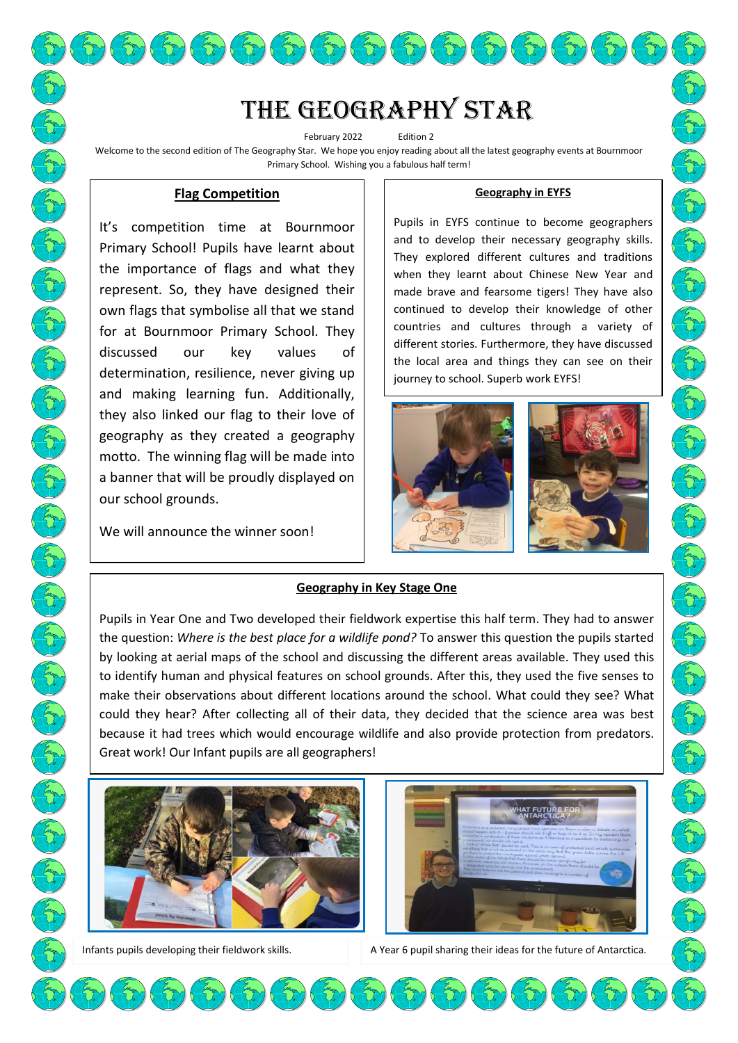# THE GEOGRAPHY STAR

February 2022 Edition 2

Welcome to the second edition of The Geography Star. We hope you enjoy reading about all the latest geography events at Bournmoor Primary School. Wishing you a fabulous half term!

## Flag Competition

It's competition time at Bournmoor Primary School! Pupils have learnt about the importance of flags and what they represent. So, they have designed their own flags that symbolise all that we stand for at Bournmoor Primary School. They discussed our key values of determination, resilience, never giving up and making learning fun. Additionally, they also linked our flag to their love of geography as they created a geography motto. The winning flag will be made into a banner that will be proudly displayed on our school grounds.

We will announce the winner soon!

## Geography in EYFS

Pupils in EYFS continue to become geographers and to develop their necessary geography skills. They explored different cultures and traditions when they learnt about Chinese New Year and made brave and fearsome tigers! They have also continued to develop their knowledge of other countries and cultures through a variety of different stories. Furthermore, they have discussed the local area and things they can see on their journey to school. Superb work EYFS!

## Geography in Key Stage One

Pupils in Year One and Two developed their fieldwork expertise this half term. They had to answer the question: *Where is the best place for a wildlife pond?* To answer this question the pupils started by looking at aerial maps of the school and discussing the different areas available. They used this to identify human and physical features on school grounds. After this, they used the five senses to make their observations about different locations around the school. What could they see? What could they hear? After collecting all of their data, they decided that the science area was best because it had trees which would encourage wildlife and also provide protection from predators. Great work! Our Infant pupils are all geographers!

Infants pupils developing their fieldwork skills.

A Year 6 pupil sharing their ideas for the future of Antarctica.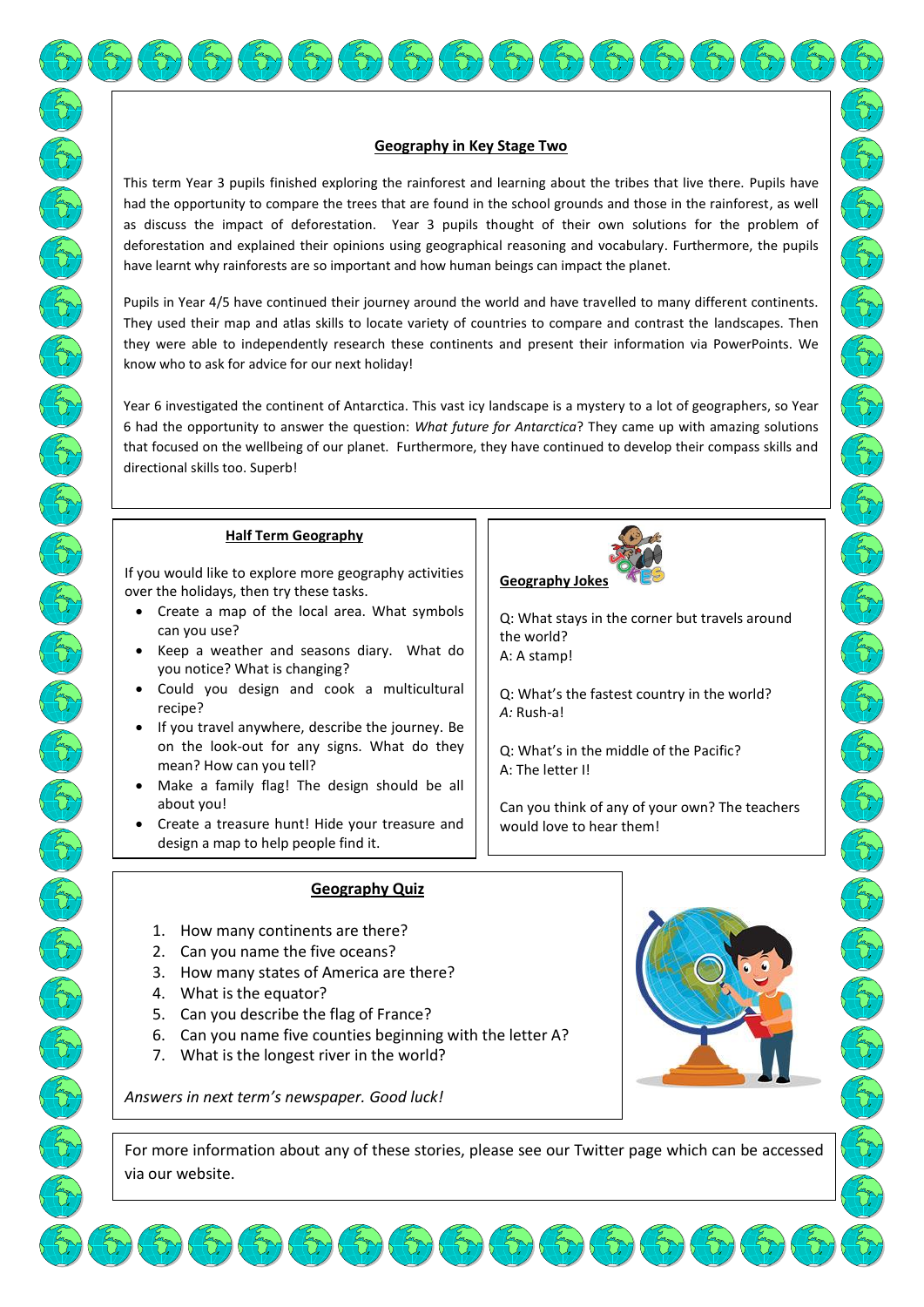## Geography in Key Stage Two

This term Year 3 pupils finished exploring the rainforest and learning about the tribes that live there. Pupils have had the opportunity to compare the trees that are found in the school grounds and those in the rainforest, as well as discuss the impact of deforestation. Year 3 pupils thought of their own solutions for the problem of deforestation and explained their opinions using geographical reasoning and vocabulary. Furthermore, the pupils have learnt why rainforests are so important and how human beings can impact the planet.

Pupils in Year 4/5 have continued their journey around the world and have travelled to many different continents. They used their map and atlas skills to locate variety of countries to compare and contrast the landscapes. Then they were able to independently research these continents and present their information via PowerPoints. We know who to ask for advice for our next holiday!

Year 6 investigated the continent of Antarctica. This vast icy landscape is a mystery to a lot of geographers, so Year 6 had the opportunity to answer the question: *What future for Antarctica*? They came up with amazing solutions that focused on the wellbeing of our planet. Furthermore, they have continued to develop their compass skills and directional skills too. Superb!

### Half Term Geography

If you would like to explore more geography activities over the holidays, then try these tasks.

- Create a map of the local area. What symbols can you use?
- Keep a weather and seasons diary. What do you notice? What is changing?
- Could you design and cook a multicultural recipe?
- If you travel anywhere, describe the journey. Be on the look-out for any signs. What do they mean? How can you tell?
- Make a family flag! The design should be all about you!
- Create a treasure hunt! Hide your treasure and design a map to help people find it.

### Geography Jokes

Q: What stays in the corner but travels around the world?
A: A stamp!

Q: What's the fastest country in the world?
*A:* Rush-a!

Q: What's in the middle of the Pacific?
A: The letter I!

Can you think of any of your own? The teachers would love to hear them!

### Geography Quiz

1. How many continents are there?
2. Can you name the five oceans?
3. How many states of America are there?
4. What is the equator?
5. Can you describe the flag of France?
6. Can you name five counties beginning with the letter A?
7. What is the longest river in the world?

*Answers in next term's newspaper. Good luck!*

For more information about any of these stories, please see our Twitter page which can be accessed via our website.